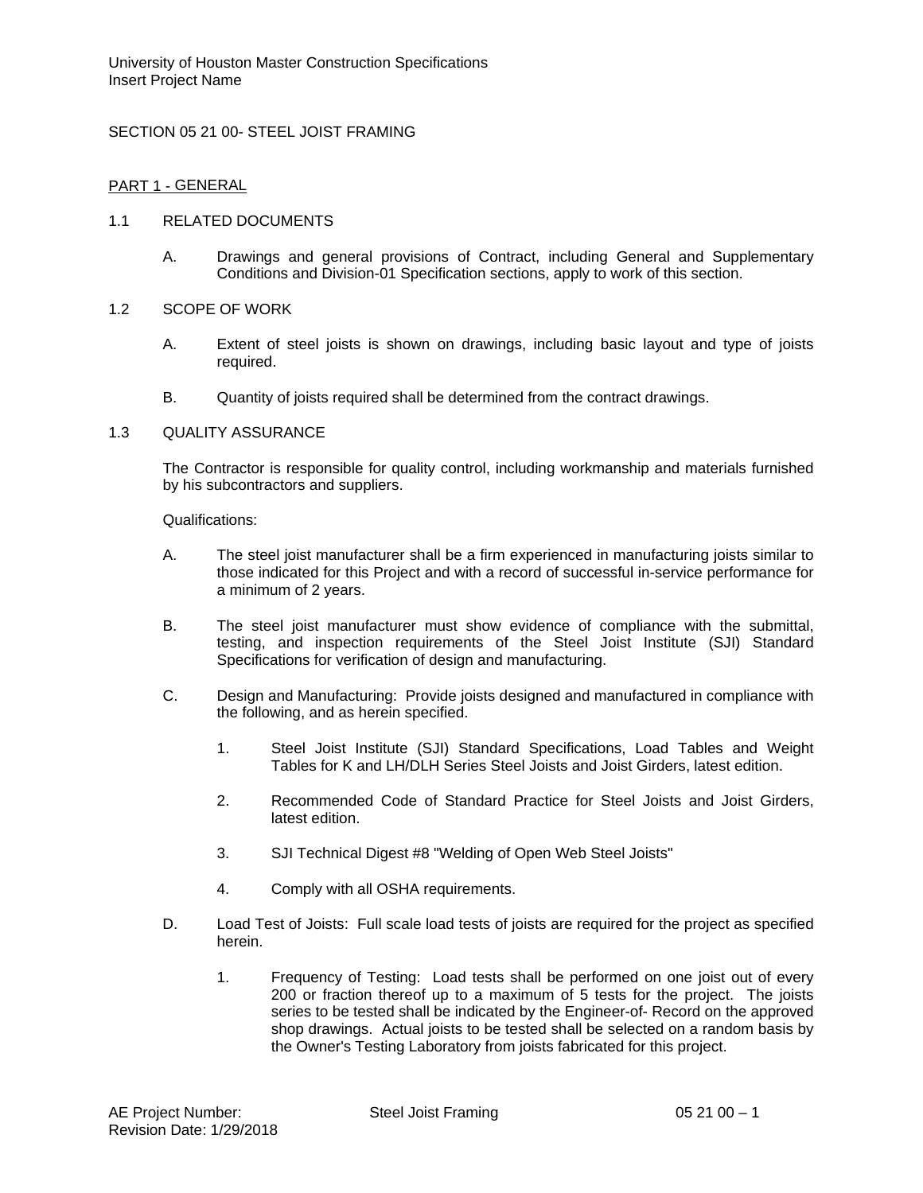SECTION 05 21 00- STEEL JOIST FRAMING

## PART 1 - GENERAL

### 1.1 RELATED DOCUMENTS

A. Drawings and general provisions of Contract, including General and Supplementary Conditions and Division-01 Specification sections, apply to work of this section.

### 1.2 SCOPE OF WORK

A. Extent of steel joists is shown on drawings, including basic layout and type of joists required.

B. Quantity of joists required shall be determined from the contract drawings.

### 1.3 QUALITY ASSURANCE

The Contractor is responsible for quality control, including workmanship and materials furnished by his subcontractors and suppliers.

Qualifications:

A. The steel joist manufacturer shall be a firm experienced in manufacturing joists similar to those indicated for this Project and with a record of successful in-service performance for a minimum of 2 years.

B. The steel joist manufacturer must show evidence of compliance with the submittal, testing, and inspection requirements of the Steel Joist Institute (SJI) Standard Specifications for verification of design and manufacturing.

C. Design and Manufacturing: Provide joists designed and manufactured in compliance with the following, and as herein specified.

1. Steel Joist Institute (SJI) Standard Specifications, Load Tables and Weight Tables for K and LH/DLH Series Steel Joists and Joist Girders, latest edition.

2. Recommended Code of Standard Practice for Steel Joists and Joist Girders, latest edition.

3. SJI Technical Digest #8 "Welding of Open Web Steel Joists"

4. Comply with all OSHA requirements.

D. Load Test of Joists: Full scale load tests of joists are required for the project as specified herein.

1. Frequency of Testing: Load tests shall be performed on one joist out of every 200 or fraction thereof up to a maximum of 5 tests for the project. The joists series to be tested shall be indicated by the Engineer-of- Record on the approved shop drawings. Actual joists to be tested shall be selected on a random basis by the Owner's Testing Laboratory from joists fabricated for this project.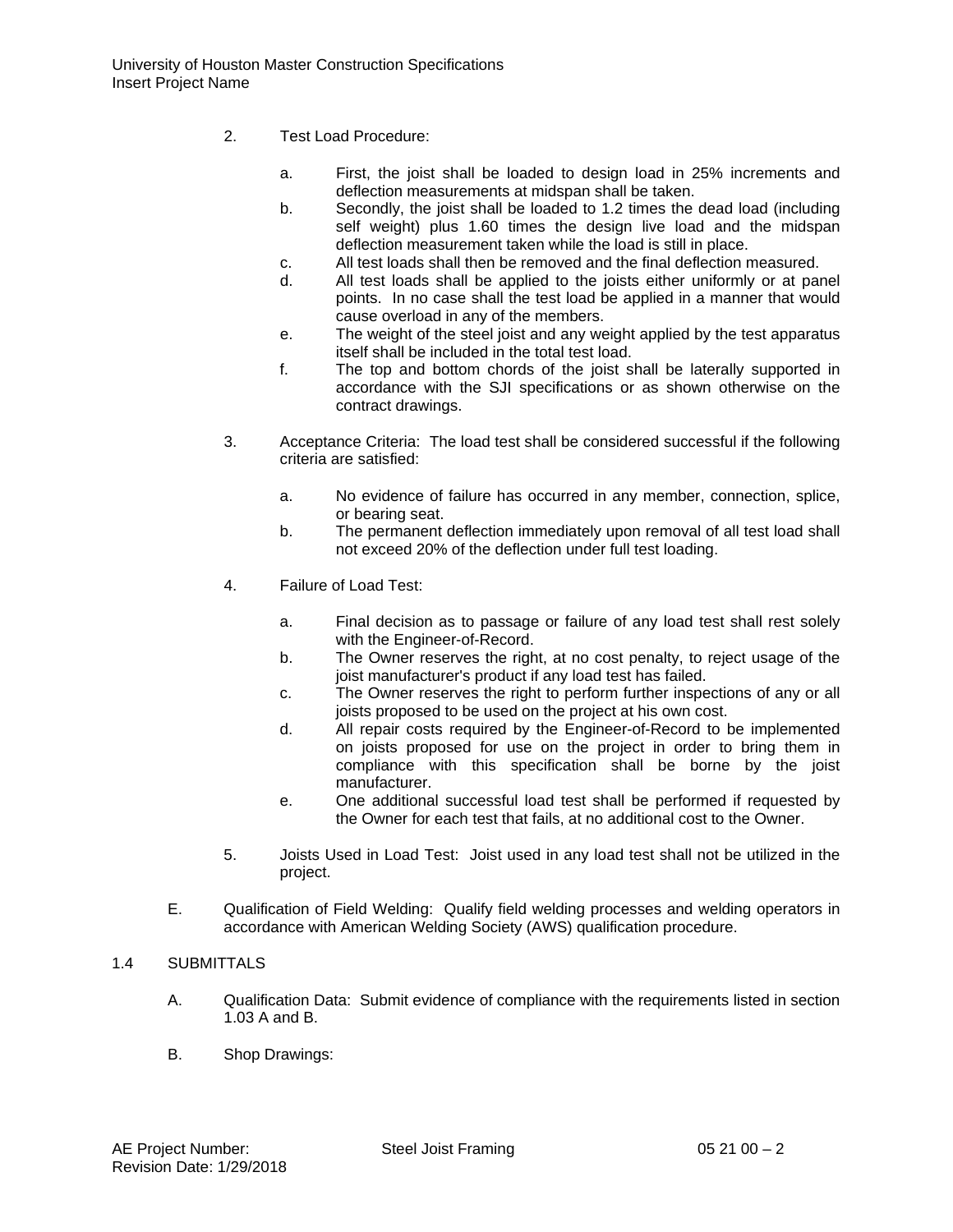2. Test Load Procedure:

    a. First, the joist shall be loaded to design load in 25% increments and deflection measurements at midspan shall be taken.
    b. Secondly, the joist shall be loaded to 1.2 times the dead load (including self weight) plus 1.60 times the design live load and the midspan deflection measurement taken while the load is still in place.
    c. All test loads shall then be removed and the final deflection measured.
    d. All test loads shall be applied to the joists either uniformly or at panel points. In no case shall the test load be applied in a manner that would cause overload in any of the members.
    e. The weight of the steel joist and any weight applied by the test apparatus itself shall be included in the total test load.
    f. The top and bottom chords of the joist shall be laterally supported in accordance with the SJI specifications or as shown otherwise on the contract drawings.

3. Acceptance Criteria: The load test shall be considered successful if the following criteria are satisfied:

    a. No evidence of failure has occurred in any member, connection, splice, or bearing seat.
    b. The permanent deflection immediately upon removal of all test load shall not exceed 20% of the deflection under full test loading.

4. Failure of Load Test:

    a. Final decision as to passage or failure of any load test shall rest solely with the Engineer-of-Record.
    b. The Owner reserves the right, at no cost penalty, to reject usage of the joist manufacturer's product if any load test has failed.
    c. The Owner reserves the right to perform further inspections of any or all joists proposed to be used on the project at his own cost.
    d. All repair costs required by the Engineer-of-Record to be implemented on joists proposed for use on the project in order to bring them in compliance with this specification shall be borne by the joist manufacturer.
    e. One additional successful load test shall be performed if requested by the Owner for each test that fails, at no additional cost to the Owner.

5. Joists Used in Load Test: Joist used in any load test shall not be utilized in the project.

E. Qualification of Field Welding: Qualify field welding processes and welding operators in accordance with American Welding Society (AWS) qualification procedure.

## 1.4 SUBMITTALS

A. Qualification Data: Submit evidence of compliance with the requirements listed in section 1.03 A and B.

B. Shop Drawings: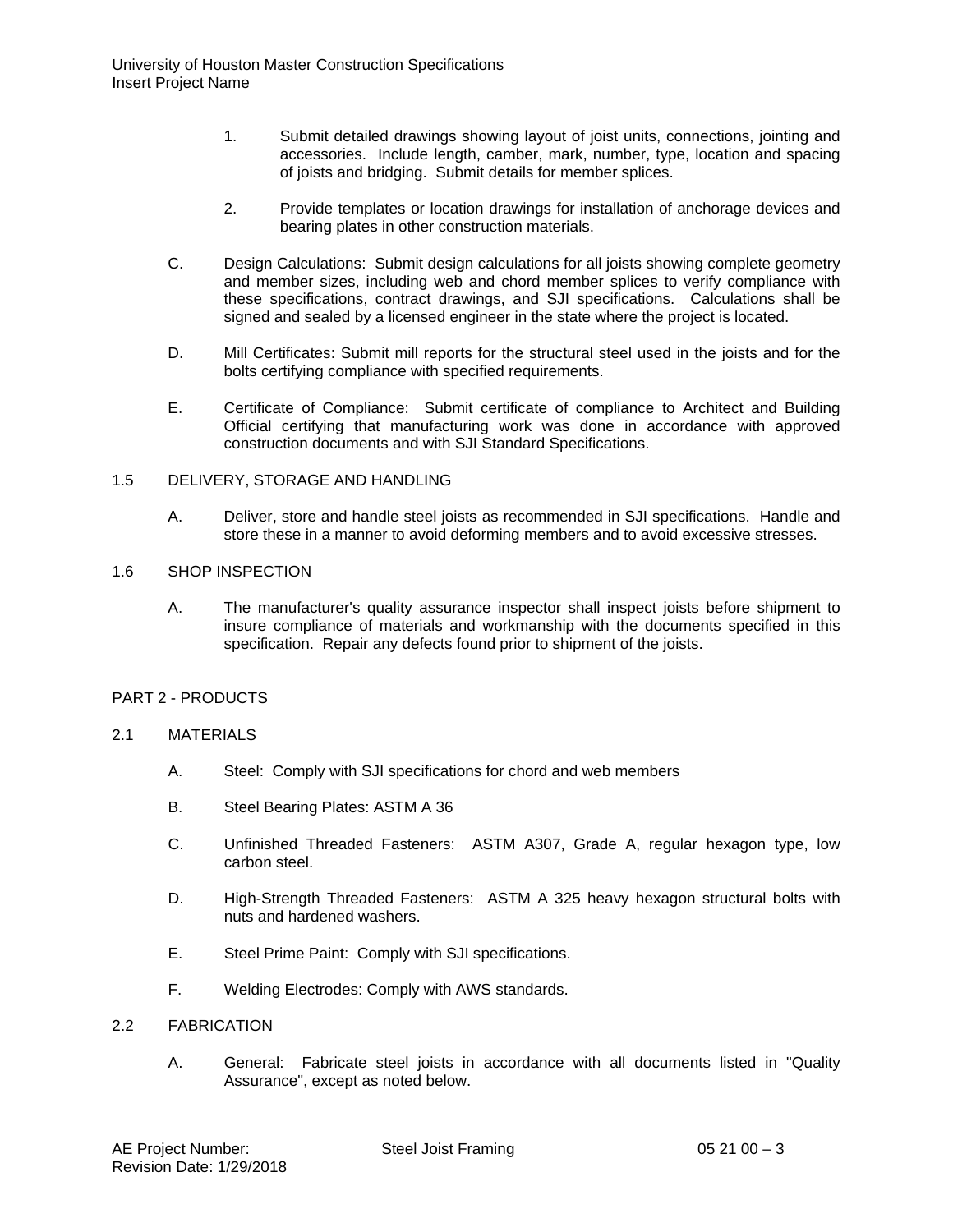1. Submit detailed drawings showing layout of joist units, connections, jointing and accessories. Include length, camber, mark, number, type, location and spacing of joists and bridging. Submit details for member splices.

2. Provide templates or location drawings for installation of anchorage devices and bearing plates in other construction materials.

C. Design Calculations: Submit design calculations for all joists showing complete geometry and member sizes, including web and chord member splices to verify compliance with these specifications, contract drawings, and SJI specifications. Calculations shall be signed and sealed by a licensed engineer in the state where the project is located.

D. Mill Certificates: Submit mill reports for the structural steel used in the joists and for the bolts certifying compliance with specified requirements.

E. Certificate of Compliance: Submit certificate of compliance to Architect and Building Official certifying that manufacturing work was done in accordance with approved construction documents and with SJI Standard Specifications.

## 1.5 DELIVERY, STORAGE AND HANDLING

A. Deliver, store and handle steel joists as recommended in SJI specifications. Handle and store these in a manner to avoid deforming members and to avoid excessive stresses.

## 1.6 SHOP INSPECTION

A. The manufacturer's quality assurance inspector shall inspect joists before shipment to insure compliance of materials and workmanship with the documents specified in this specification. Repair any defects found prior to shipment of the joists.

# PART 2 - PRODUCTS

## 2.1 MATERIALS

A. Steel: Comply with SJI specifications for chord and web members

B. Steel Bearing Plates: ASTM A 36

C. Unfinished Threaded Fasteners: ASTM A307, Grade A, regular hexagon type, low carbon steel.

D. High-Strength Threaded Fasteners: ASTM A 325 heavy hexagon structural bolts with nuts and hardened washers.

E. Steel Prime Paint: Comply with SJI specifications.

F. Welding Electrodes: Comply with AWS standards.

## 2.2 FABRICATION

A. General: Fabricate steel joists in accordance with all documents listed in "Quality Assurance", except as noted below.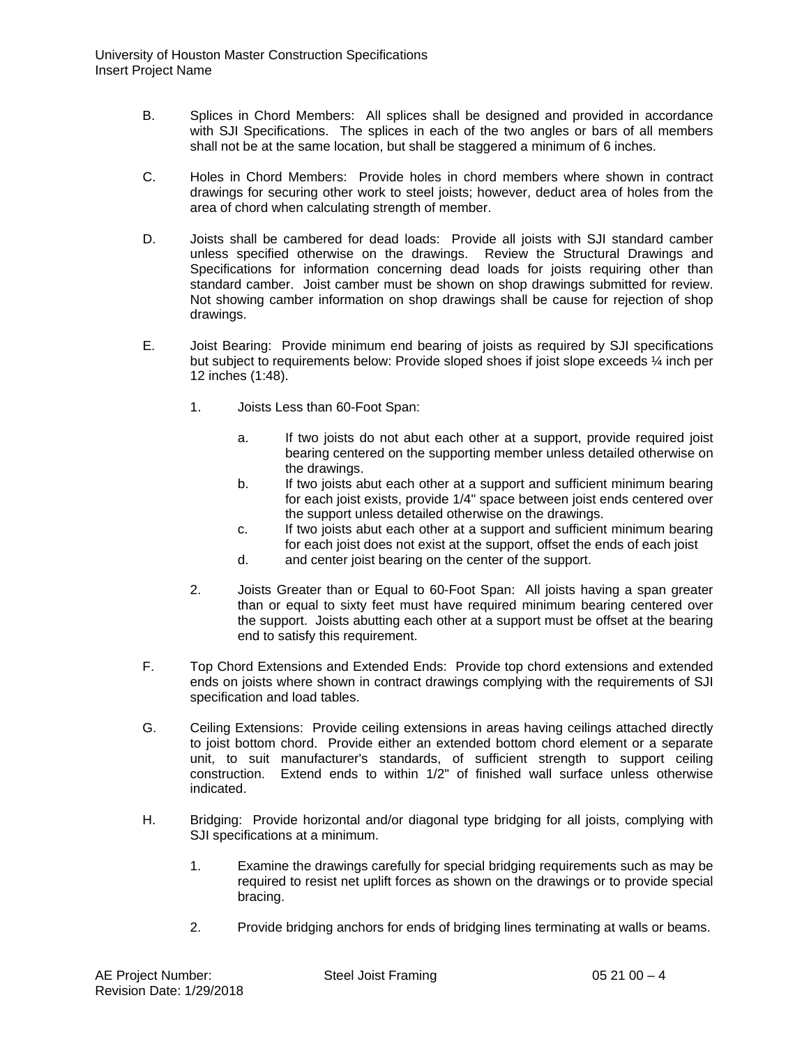B. Splices in Chord Members: All splices shall be designed and provided in accordance with SJI Specifications. The splices in each of the two angles or bars of all members shall not be at the same location, but shall be staggered a minimum of 6 inches.

C. Holes in Chord Members: Provide holes in chord members where shown in contract drawings for securing other work to steel joists; however, deduct area of holes from the area of chord when calculating strength of member.

D. Joists shall be cambered for dead loads: Provide all joists with SJI standard camber unless specified otherwise on the drawings. Review the Structural Drawings and Specifications for information concerning dead loads for joists requiring other than standard camber. Joist camber must be shown on shop drawings submitted for review. Not showing camber information on shop drawings shall be cause for rejection of shop drawings.

E. Joist Bearing: Provide minimum end bearing of joists as required by SJI specifications but subject to requirements below: Provide sloped shoes if joist slope exceeds ¼ inch per 12 inches (1:48).

   1. Joists Less than 60-Foot Span:

      a. If two joists do not abut each other at a support, provide required joist bearing centered on the supporting member unless detailed otherwise on the drawings.
      b. If two joists abut each other at a support and sufficient minimum bearing for each joist exists, provide 1/4" space between joist ends centered over the support unless detailed otherwise on the drawings.
      c. If two joists abut each other at a support and sufficient minimum bearing for each joist does not exist at the support, offset the ends of each joist
      d. and center joist bearing on the center of the support.

   2. Joists Greater than or Equal to 60-Foot Span: All joists having a span greater than or equal to sixty feet must have required minimum bearing centered over the support. Joists abutting each other at a support must be offset at the bearing end to satisfy this requirement.

F. Top Chord Extensions and Extended Ends: Provide top chord extensions and extended ends on joists where shown in contract drawings complying with the requirements of SJI specification and load tables.

G. Ceiling Extensions: Provide ceiling extensions in areas having ceilings attached directly to joist bottom chord. Provide either an extended bottom chord element or a separate unit, to suit manufacturer's standards, of sufficient strength to support ceiling construction. Extend ends to within 1/2" of finished wall surface unless otherwise indicated.

H. Bridging: Provide horizontal and/or diagonal type bridging for all joists, complying with SJI specifications at a minimum.

   1. Examine the drawings carefully for special bridging requirements such as may be required to resist net uplift forces as shown on the drawings or to provide special bracing.

   2. Provide bridging anchors for ends of bridging lines terminating at walls or beams.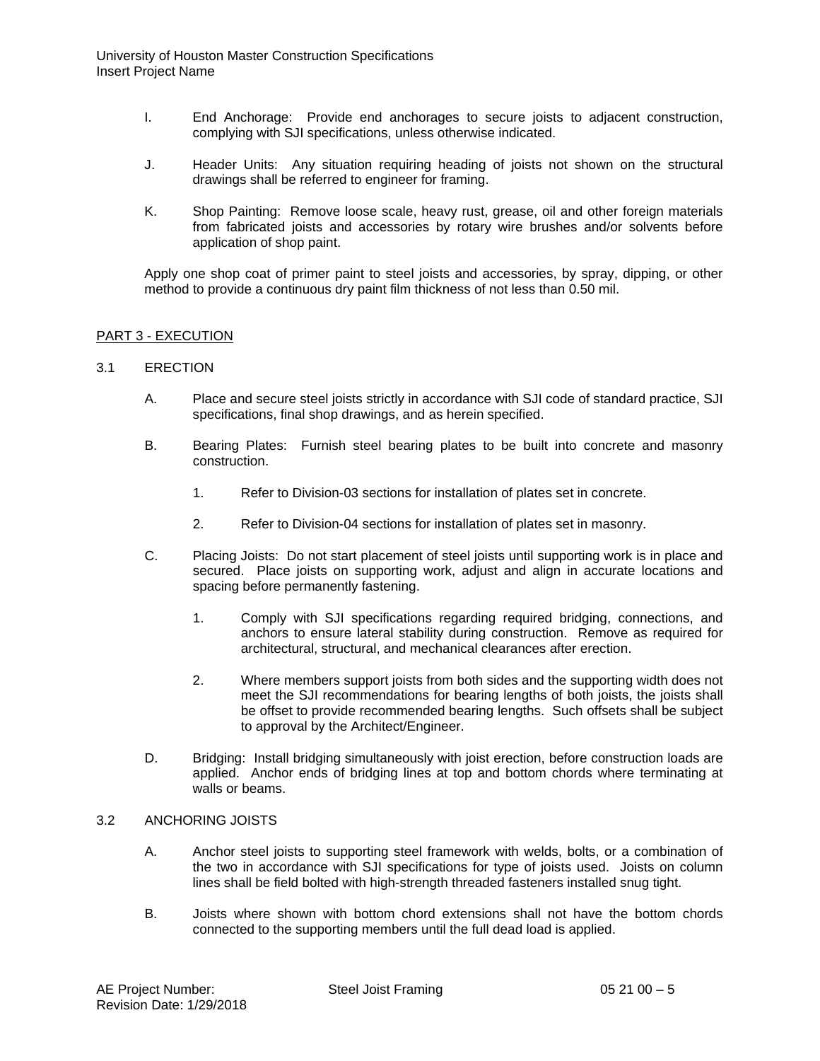I. End Anchorage: Provide end anchorages to secure joists to adjacent construction, complying with SJI specifications, unless otherwise indicated.

J. Header Units: Any situation requiring heading of joists not shown on the structural drawings shall be referred to engineer for framing.

K. Shop Painting: Remove loose scale, heavy rust, grease, oil and other foreign materials from fabricated joists and accessories by rotary wire brushes and/or solvents before application of shop paint.

Apply one shop coat of primer paint to steel joists and accessories, by spray, dipping, or other method to provide a continuous dry paint film thickness of not less than 0.50 mil.

## PART 3 - EXECUTION

### 3.1 ERECTION

A. Place and secure steel joists strictly in accordance with SJI code of standard practice, SJI specifications, final shop drawings, and as herein specified.

B. Bearing Plates: Furnish steel bearing plates to be built into concrete and masonry construction.

1. Refer to Division-03 sections for installation of plates set in concrete.

2. Refer to Division-04 sections for installation of plates set in masonry.

C. Placing Joists: Do not start placement of steel joists until supporting work is in place and secured. Place joists on supporting work, adjust and align in accurate locations and spacing before permanently fastening.

1. Comply with SJI specifications regarding required bridging, connections, and anchors to ensure lateral stability during construction. Remove as required for architectural, structural, and mechanical clearances after erection.

2. Where members support joists from both sides and the supporting width does not meet the SJI recommendations for bearing lengths of both joists, the joists shall be offset to provide recommended bearing lengths. Such offsets shall be subject to approval by the Architect/Engineer.

D. Bridging: Install bridging simultaneously with joist erection, before construction loads are applied. Anchor ends of bridging lines at top and bottom chords where terminating at walls or beams.

### 3.2 ANCHORING JOISTS

A. Anchor steel joists to supporting steel framework with welds, bolts, or a combination of the two in accordance with SJI specifications for type of joists used. Joists on column lines shall be field bolted with high-strength threaded fasteners installed snug tight.

B. Joists where shown with bottom chord extensions shall not have the bottom chords connected to the supporting members until the full dead load is applied.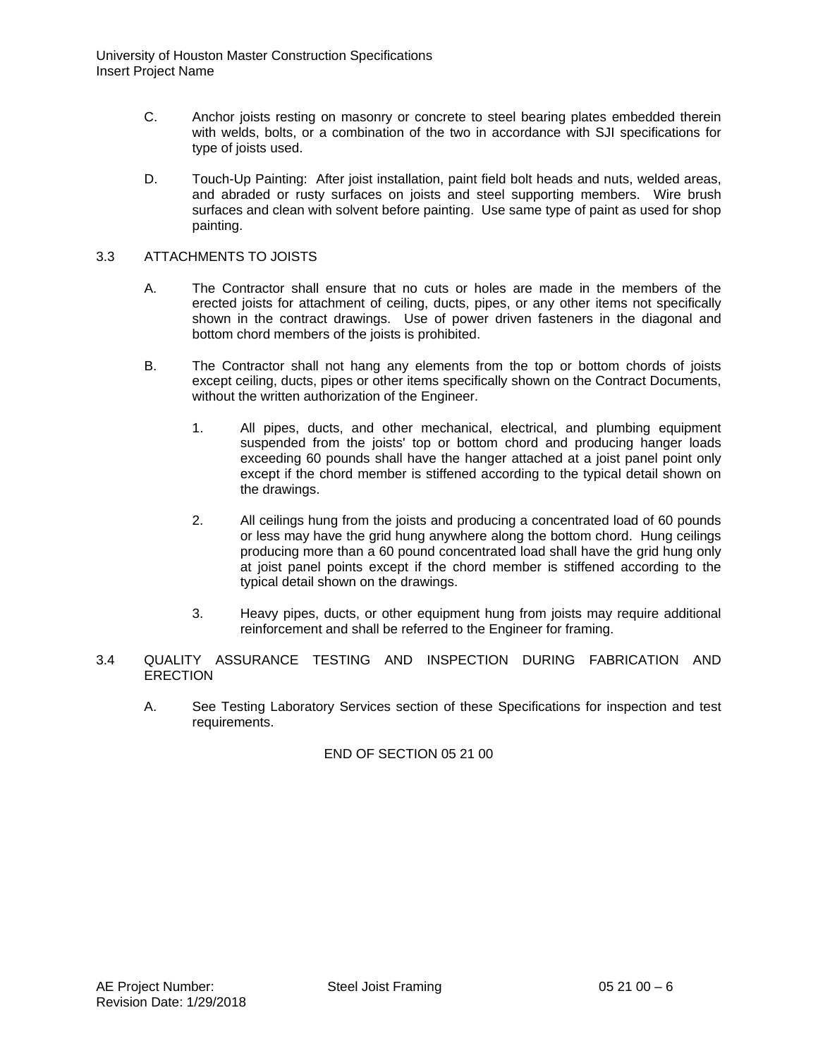C. Anchor joists resting on masonry or concrete to steel bearing plates embedded therein with welds, bolts, or a combination of the two in accordance with SJI specifications for type of joists used.

D. Touch-Up Painting: After joist installation, paint field bolt heads and nuts, welded areas, and abraded or rusty surfaces on joists and steel supporting members. Wire brush surfaces and clean with solvent before painting. Use same type of paint as used for shop painting.

## 3.3 ATTACHMENTS TO JOISTS

A. The Contractor shall ensure that no cuts or holes are made in the members of the erected joists for attachment of ceiling, ducts, pipes, or any other items not specifically shown in the contract drawings. Use of power driven fasteners in the diagonal and bottom chord members of the joists is prohibited.

B. The Contractor shall not hang any elements from the top or bottom chords of joists except ceiling, ducts, pipes or other items specifically shown on the Contract Documents, without the written authorization of the Engineer.

1. All pipes, ducts, and other mechanical, electrical, and plumbing equipment suspended from the joists' top or bottom chord and producing hanger loads exceeding 60 pounds shall have the hanger attached at a joist panel point only except if the chord member is stiffened according to the typical detail shown on the drawings.

2. All ceilings hung from the joists and producing a concentrated load of 60 pounds or less may have the grid hung anywhere along the bottom chord. Hung ceilings producing more than a 60 pound concentrated load shall have the grid hung only at joist panel points except if the chord member is stiffened according to the typical detail shown on the drawings.

3. Heavy pipes, ducts, or other equipment hung from joists may require additional reinforcement and shall be referred to the Engineer for framing.

## 3.4 QUALITY ASSURANCE TESTING AND INSPECTION DURING FABRICATION AND ERECTION

A. See Testing Laboratory Services section of these Specifications for inspection and test requirements.

END OF SECTION 05 21 00